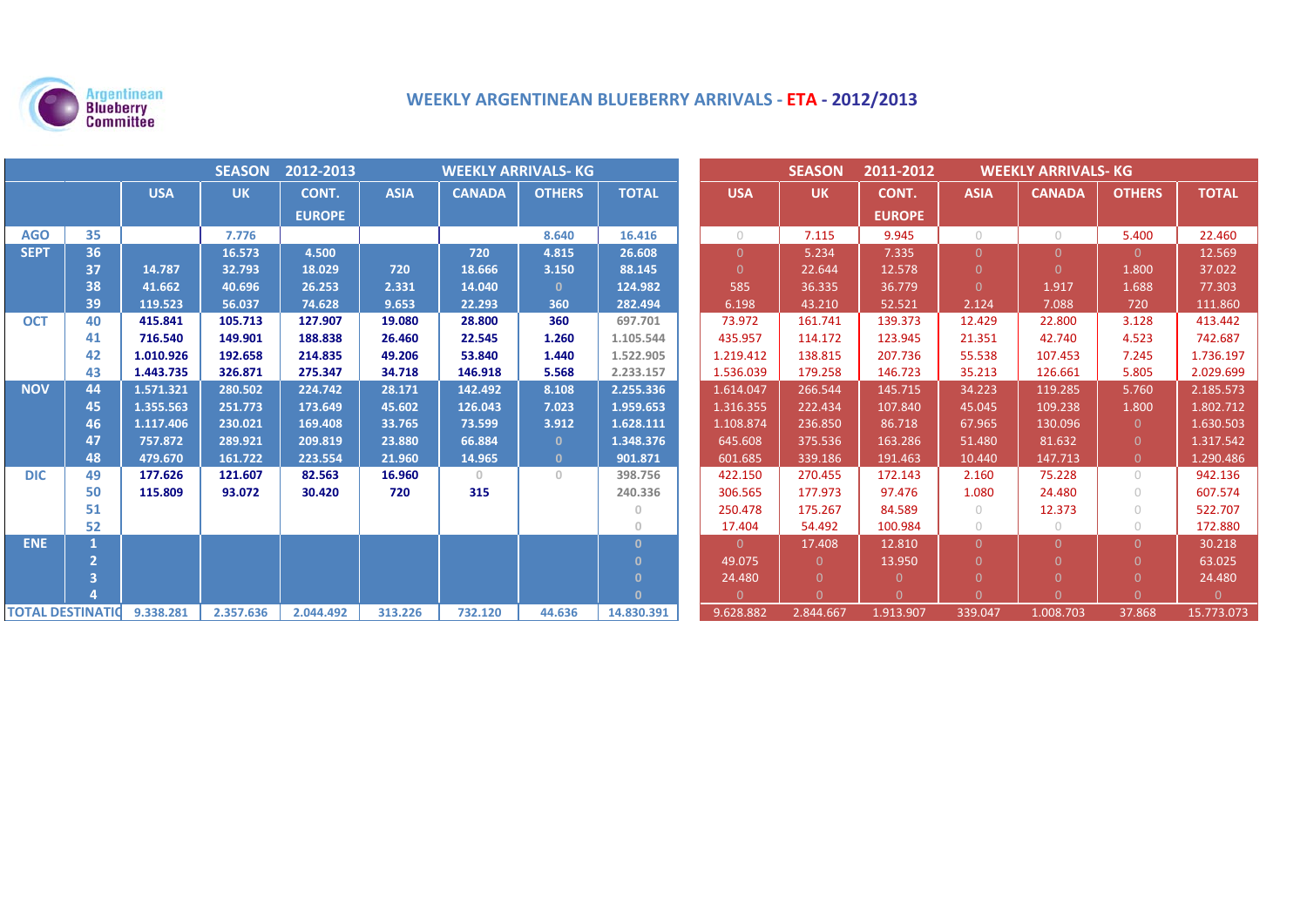Argentinean Blueberry Committee

# WEEKLY ARGENTINEAN BLUEBERRY ARRIVALS - ETA - 2012/2013

| | | SEASON 2012-2013 WEEKLY ARRIVALS- KG | | | | | | | SEASON 2011-2012 WEEKLY ARRIVALS- KG | | | | | | |
|---|---|---|---|---|---|---|---|---|---|---|---|---|---|---|---|
| | | USA | UK | CONT. EUROPE | ASIA | CANADA | OTHERS | TOTAL | USA | UK | CONT. EUROPE | ASIA | CANADA | OTHERS | TOTAL |
| AGO | 35 | | 7.776 | | | | 8.640 | 16.416 | 0 | 7.115 | 9.945 | 0 | 0 | 5.400 | 22.460 |
| SEPT | 36 | | 16.573 | 4.500 | | 720 | 4.815 | 26.608 | 0 | 5.234 | 7.335 | 0 | 0 | 0 | 12.569 |
| | 37 | 14.787 | 32.793 | 18.029 | 720 | 18.666 | 3.150 | 88.145 | 0 | 22.644 | 12.578 | 0 | 0 | 1.800 | 37.022 |
| | 38 | 41.662 | 40.696 | 26.253 | 2.331 | 14.040 | 0 | 124.982 | 585 | 36.335 | 36.779 | 0 | 1.917 | 1.688 | 77.303 |
| | 39 | 119.523 | 56.037 | 74.628 | 9.653 | 22.293 | 360 | 282.494 | 6.198 | 43.210 | 52.521 | 2.124 | 7.088 | 720 | 111.860 |
| OCT | 40 | 415.841 | 105.713 | 127.907 | 19.080 | 28.800 | 360 | 697.701 | 73.972 | 161.741 | 139.373 | 12.429 | 22.800 | 3.128 | 413.442 |
| | 41 | 716.540 | 149.901 | 188.838 | 26.460 | 22.545 | 1.260 | 1.105.544 | 435.957 | 114.172 | 123.945 | 21.351 | 42.740 | 4.523 | 742.687 |
| | 42 | 1.010.926 | 192.658 | 214.835 | 49.206 | 53.840 | 1.440 | 1.522.905 | 1.219.412 | 138.815 | 207.736 | 55.538 | 107.453 | 7.245 | 1.736.197 |
| | 43 | 1.443.735 | 326.871 | 275.347 | 34.718 | 146.918 | 5.568 | 2.233.157 | 1.536.039 | 179.258 | 146.723 | 35.213 | 126.661 | 5.805 | 2.029.699 |
| NOV | 44 | 1.571.321 | 280.502 | 224.742 | 28.171 | 142.492 | 8.108 | 2.255.336 | 1.614.047 | 266.544 | 145.715 | 34.223 | 119.285 | 5.760 | 2.185.573 |
| | 45 | 1.355.563 | 251.773 | 173.649 | 45.602 | 126.043 | 7.023 | 1.959.653 | 1.316.355 | 222.434 | 107.840 | 45.045 | 109.238 | 1.800 | 1.802.712 |
| | 46 | 1.117.406 | 230.021 | 169.408 | 33.765 | 73.599 | 3.912 | 1.628.111 | 1.108.874 | 236.850 | 86.718 | 67.965 | 130.096 | 0 | 1.630.503 |
| | 47 | 757.872 | 289.921 | 209.819 | 23.880 | 66.884 | 0 | 1.348.376 | 645.608 | 375.536 | 163.286 | 51.480 | 81.632 | 0 | 1.317.542 |
| | 48 | 479.670 | 161.722 | 223.554 | 21.960 | 14.965 | 0 | 901.871 | 601.685 | 339.186 | 191.463 | 10.440 | 147.713 | 0 | 1.290.486 |
| DIC | 49 | 177.626 | 121.607 | 82.563 | 16.960 | 0 | 0 | 398.756 | 422.150 | 270.455 | 172.143 | 2.160 | 75.228 | 0 | 942.136 |
| | 50 | 115.809 | 93.072 | 30.420 | 720 | 315 | | 240.336 | 306.565 | 177.973 | 97.476 | 1.080 | 24.480 | 0 | 607.574 |
| | 51 | | | | | | | 0 | 250.478 | 175.267 | 84.589 | 0 | 12.373 | 0 | 522.707 |
| | 52 | | | | | | | 0 | 17.404 | 54.492 | 100.984 | 0 | 0 | 0 | 172.880 |
| ENE | 1 | | | | | | | 0 | 0 | 17.408 | 12.810 | 0 | 0 | 0 | 30.218 |
| | 2 | | | | | | | 0 | 49.075 | 0 | 13.950 | 0 | 0 | 0 | 63.025 |
| | 3 | | | | | | | 0 | 24.480 | 0 | 0 | 0 | 0 | 0 | 24.480 |
| | 4 | | | | | | | 0 | 0 | 0 | 0 | 0 | 0 | 0 | 0 |
| TOTAL DESTINATIO | | 9.338.281 | 2.357.636 | 2.044.492 | 313.226 | 732.120 | 44.636 | 14.830.391 | 9.628.882 | 2.844.667 | 1.913.907 | 339.047 | 1.008.703 | 37.868 | 15.773.073 |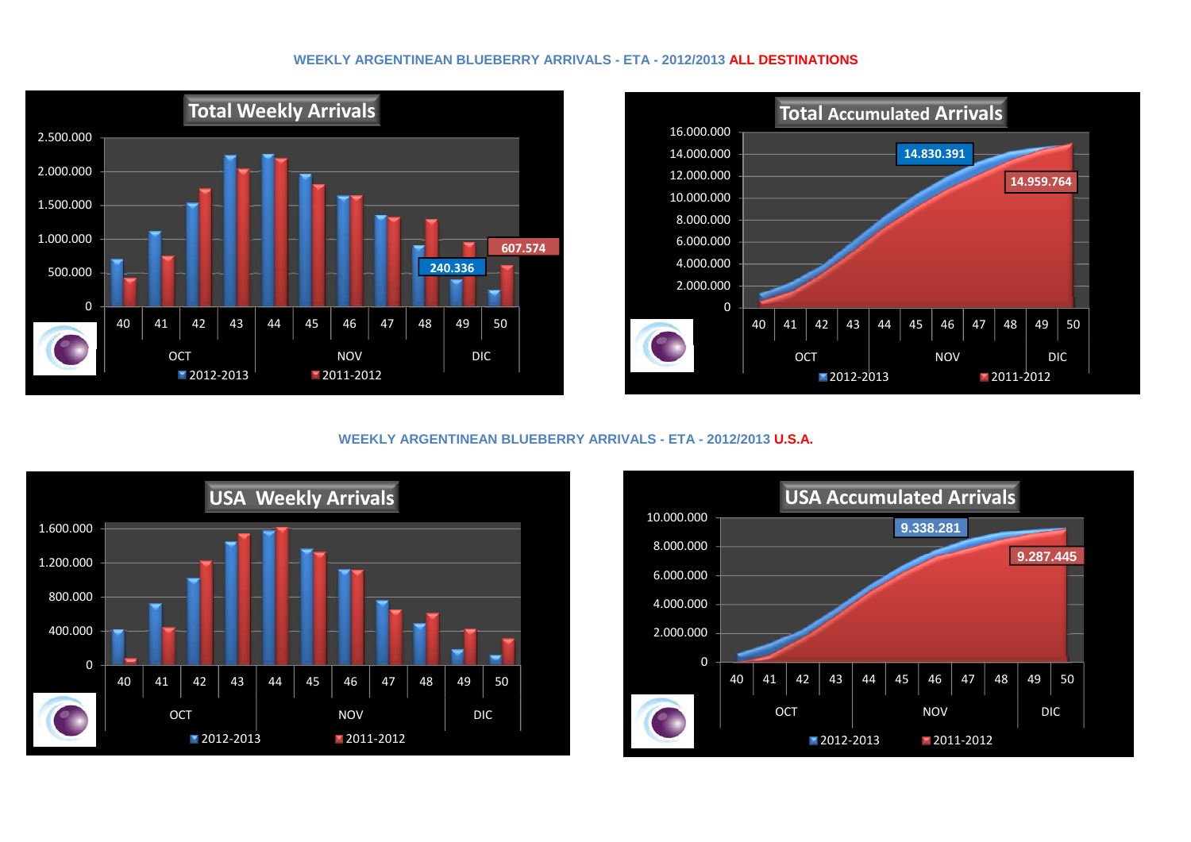## WEEKLY ARGENTINEAN BLUEBERRY ARRIVALS - ETA - 2012/2013 ALL DESTINATIONS

**Total Weekly Arrivals**

2.500.000
2.000.000
1.500.000
1.000.000
500.000
0

40 41 42 43 44 45 46 47 48 49 50

OCT NOV DIC

240.336
607.574

2012-2013 2011-2012

**Total Accumulated Arrivals**

16.000.000
14.000.000
12.000.000
10.000.000
8.000.000
6.000.000
4.000.000
2.000.000
0

40 41 42 43 44 45 46 47 48 49 50

OCT NOV DIC

14.830.391
14.959.764

2012-2013 2011-2012

## WEEKLY ARGENTINEAN BLUEBERRY ARRIVALS - ETA - 2012/2013 U.S.A.

**USA Weekly Arrivals**

1.600.000
1.200.000
800.000
400.000
0

40 41 42 43 44 45 46 47 48 49 50

OCT NOV DIC

2012-2013 2011-2012

**USA Accumulated Arrivals**

10.000.000
8.000.000
6.000.000
4.000.000
2.000.000
0

40 41 42 43 44 45 46 47 48 49 50

OCT NOV DIC

9.338.281
9.287.445

2012-2013 2011-2012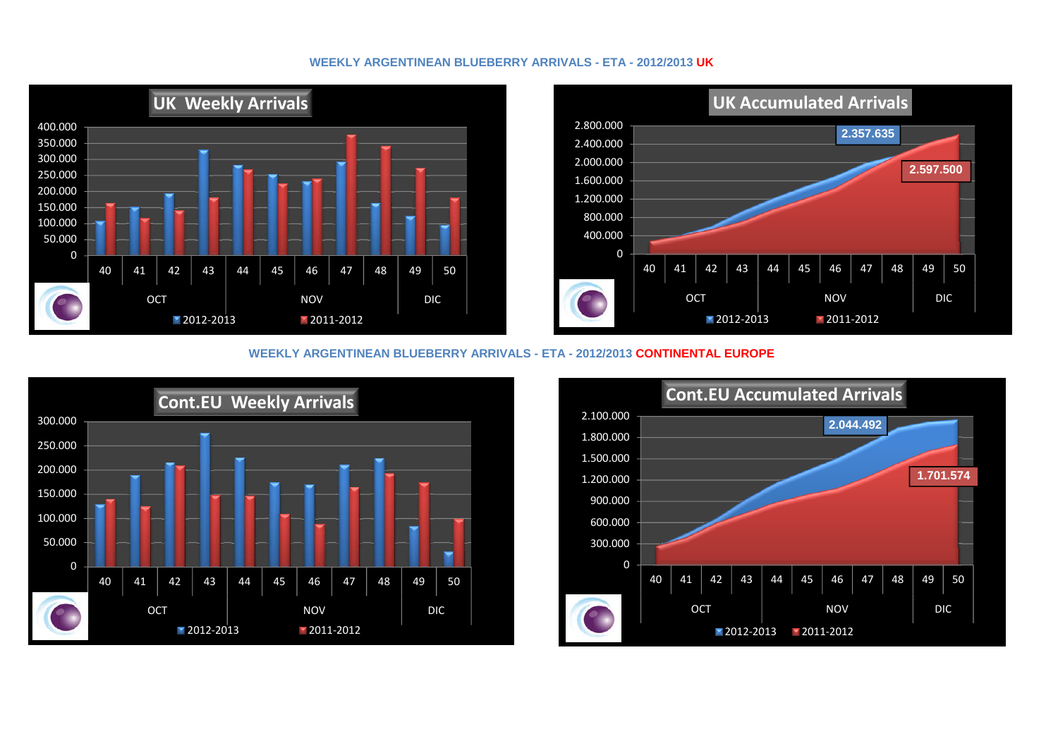## WEEKLY ARGENTINEAN BLUEBERRY ARRIVALS - ETA - 2012/2013 UK

**UK Weekly Arrivals**

400.000
350.000
300.000
250.000
200.000
150.000
100.000
50.000
0

40 41 42 43 44 45 46 47 48 49 50

OCT NOV DIC

2012-2013 2011-2012

**UK Accumulated Arrivals**

2.800.000
2.400.000
2.000.000
1.600.000
1.200.000
800.000
400.000
0

2.357.635

2.597.500

40 41 42 43 44 45 46 47 48 49 50

OCT NOV DIC

2012-2013 2011-2012

## WEEKLY ARGENTINEAN BLUEBERRY ARRIVALS - ETA - 2012/2013 CONTINENTAL EUROPE

**Cont.EU Weekly Arrivals**

300.000
250.000
200.000
150.000
100.000
50.000
0

40 41 42 43 44 45 46 47 48 49 50

OCT NOV DIC

2012-2013 2011-2012

**Cont.EU Accumulated Arrivals**

2.100.000
1.800.000
1.500.000
1.200.000
900.000
600.000
300.000
0

2.044.492

1.701.574

40 41 42 43 44 45 46 47 48 49 50

OCT NOV DIC

2012-2013 2011-2012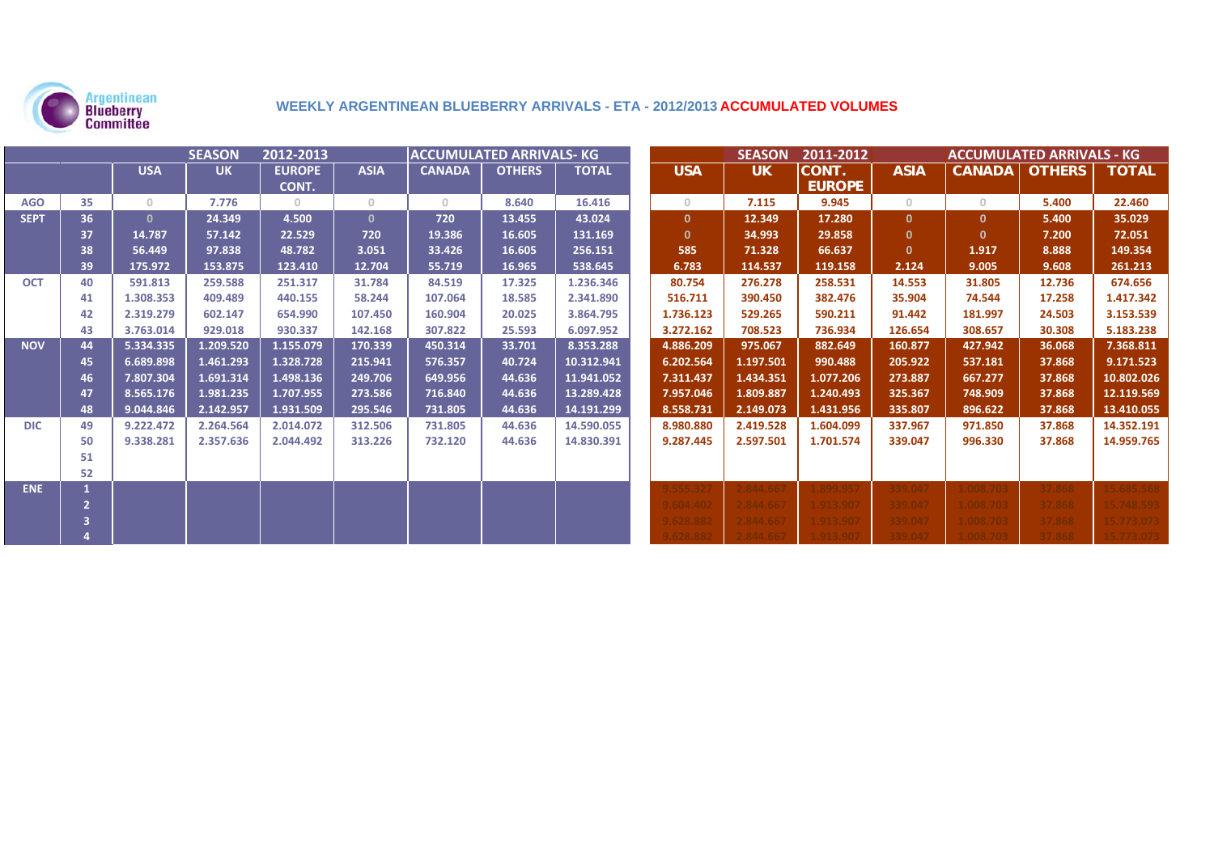Argentinean Blueberry Committee

## WEEKLY ARGENTINEAN BLUEBERRY ARRIVALS - ETA - 2012/2013 ACCUMULATED VOLUMES

| | | SEASON 2012-2013 ACCUMULATED ARRIVALS- KG | | | | | | | SEASON 2011-2012 ACCUMULATED ARRIVALS - KG | | | | | | |
|---|---|---|---|---|---|---|---|---|---|---|---|---|---|---|---|
| | | USA | UK | EUROPE CONT. | ASIA | CANADA | OTHERS | TOTAL | USA | UK | CONT. EUROPE | ASIA | CANADA | OTHERS | TOTAL |
| AGO | 35 | 0 | 7.776 | 0 | 0 | 0 | 8.640 | 16.416 | 0 | 7.115 | 9.945 | 0 | 0 | 5.400 | 22.460 |
| SEPT | 36 | 0 | 24.349 | 4.500 | 0 | 720 | 13.455 | 43.024 | 0 | 12.349 | 17.280 | 0 | 0 | 5.400 | 35.029 |
| | 37 | 14.787 | 57.142 | 22.529 | 720 | 19.386 | 16.605 | 131.169 | 0 | 34.993 | 29.858 | 0 | 0 | 7.200 | 72.051 |
| | 38 | 56.449 | 97.838 | 48.782 | 3.051 | 33.426 | 16.605 | 256.151 | 585 | 71.328 | 66.637 | 0 | 1.917 | 8.888 | 149.354 |
| | 39 | 175.972 | 153.875 | 123.410 | 12.704 | 55.719 | 16.965 | 538.645 | 6.783 | 114.537 | 119.158 | 2.124 | 9.005 | 9.608 | 261.213 |
| OCT | 40 | 591.813 | 259.588 | 251.317 | 31.784 | 84.519 | 17.325 | 1.236.346 | 80.754 | 276.278 | 258.531 | 14.553 | 31.805 | 12.736 | 674.656 |
| | 41 | 1.308.353 | 409.489 | 440.155 | 58.244 | 107.064 | 18.585 | 2.341.890 | 516.711 | 390.450 | 382.476 | 35.904 | 74.544 | 17.258 | 1.417.342 |
| | 42 | 2.319.279 | 602.147 | 654.990 | 107.450 | 160.904 | 20.025 | 3.864.795 | 1.736.123 | 529.265 | 590.211 | 91.442 | 181.997 | 24.503 | 3.153.539 |
| | 43 | 3.763.014 | 929.018 | 930.337 | 142.168 | 307.822 | 25.593 | 6.097.952 | 3.272.162 | 708.523 | 736.934 | 126.654 | 308.657 | 30.308 | 5.183.238 |
| NOV | 44 | 5.334.335 | 1.209.520 | 1.155.079 | 170.339 | 450.314 | 33.701 | 8.353.288 | 4.886.209 | 975.067 | 882.649 | 160.877 | 427.942 | 36.068 | 7.368.811 |
| | 45 | 6.689.898 | 1.461.293 | 1.328.728 | 215.941 | 576.357 | 40.724 | 10.312.941 | 6.202.564 | 1.197.501 | 990.488 | 205.922 | 537.181 | 37.868 | 9.171.523 |
| | 46 | 7.807.304 | 1.691.314 | 1.498.136 | 249.706 | 649.956 | 44.636 | 11.941.052 | 7.311.437 | 1.434.351 | 1.077.206 | 273.887 | 667.277 | 37.868 | 10.802.026 |
| | 47 | 8.565.176 | 1.981.235 | 1.707.955 | 273.586 | 716.840 | 44.636 | 13.289.428 | 7.957.046 | 1.809.887 | 1.240.493 | 325.367 | 748.909 | 37.868 | 12.119.569 |
| | 48 | 9.044.846 | 2.142.957 | 1.931.509 | 295.546 | 731.805 | 44.636 | 14.191.299 | 8.558.731 | 2.149.073 | 1.431.956 | 335.807 | 896.622 | 37.868 | 13.410.055 |
| DIC | 49 | 9.222.472 | 2.264.564 | 2.014.072 | 312.506 | 731.805 | 44.636 | 14.590.055 | 8.980.880 | 2.419.528 | 1.604.099 | 337.967 | 971.850 | 37.868 | 14.352.191 |
| | 50 | 9.338.281 | 2.357.636 | 2.044.492 | 313.226 | 732.120 | 44.636 | 14.830.391 | 9.287.445 | 2.597.501 | 1.701.574 | 339.047 | 996.330 | 37.868 | 14.959.765 |
| | 51 | | | | | | | | | | | | | | |
| | 52 | | | | | | | | | | | | | | |
| ENE | 1 | | | | | | | | 9.555.327 | 2.844.667 | 1.899.957 | 339.047 | 1.008.703 | 37.868 | 15.685.568 |
| | 2 | | | | | | | | 9.604.402 | 2.844.667 | 1.913.907 | 339.047 | 1.008.703 | 37.868 | 15.748.593 |
| | 3 | | | | | | | | 9.628.882 | 2.844.667 | 1.913.907 | 339.047 | 1.008.703 | 37.868 | 15.773.073 |
| | 4 | | | | | | | | 9.628.882 | 2.844.667 | 1.913.907 | 339.047 | 1.008.703 | 37.868 | 15.773.073 |